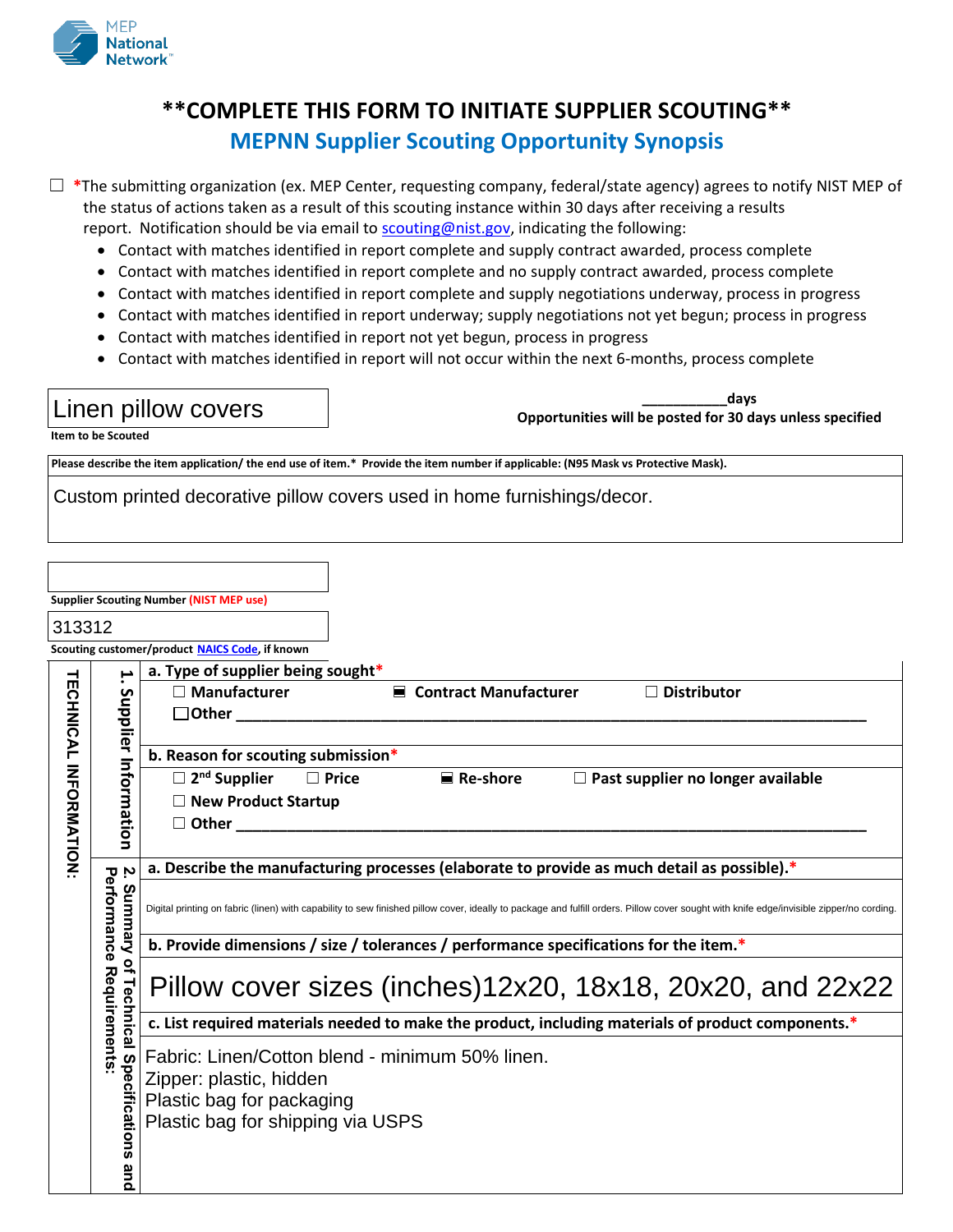MEP National Network™

# **COMPLETE THIS FORM TO INITIATE SUPPLIER SCOUTING**

## MEPNN Supplier Scouting Opportunity Synopsis

☐ *The submitting organization (ex. MEP Center, requesting company, federal/state agency) agrees to notify NIST MEP of the status of actions taken as a result of this scouting instance within 30 days after receiving a results report. Notification should be via email to scouting@nist.gov, indicating the following:

- Contact with matches identified in report complete and supply contract awarded, process complete
- Contact with matches identified in report complete and no supply contract awarded, process complete
- Contact with matches identified in report complete and supply negotiations underway, process in progress
- Contact with matches identified in report underway; supply negotiations not yet begun; process in progress
- Contact with matches identified in report not yet begun, process in progress
- Contact with matches identified in report will not occur within the next 6-months, process complete

Linen pillow covers

**Item to be Scouted**

__________days

**Opportunities will be posted for 30 days unless specified**

**Please describe the item application/ the end use of item.* Provide the item number if applicable: (N95 Mask vs Protective Mask).**

Custom printed decorative pillow covers used in home furnishings/decor.

**Supplier Scouting Number** (NIST MEP use)

313312

**Scouting customer/product NAICS Code, if known**

## TECHNICAL INFORMATION:

### 1. Supplier Information

**a. Type of supplier being sought***

☐ Manufacturer ■ Contract Manufacturer ☐ Distributor

☐ Other ______________________________

**b. Reason for scouting submission***

☐ 2nd Supplier ☐ Price ■ Re-shore ☐ Past supplier no longer available

☐ New Product Startup

☐ Other ______________________________

### 2. Summary of Technical Specifications and Performance Requirements:

**a. Describe the manufacturing processes (elaborate to provide as much detail as possible).***

Digital printing on fabric (linen) with capability to sew finished pillow cover, ideally to package and fulfill orders. Pillow cover sought with knife edge/invisible zipper/no cording.

**b. Provide dimensions / size / tolerances / performance specifications for the item.***

Pillow cover sizes (inches)12x20, 18x18, 20x20, and 22x22

**c. List required materials needed to make the product, including materials of product components.***

Fabric: Linen/Cotton blend - minimum 50% linen.
Zipper: plastic, hidden
Plastic bag for packaging
Plastic bag for shipping via USPS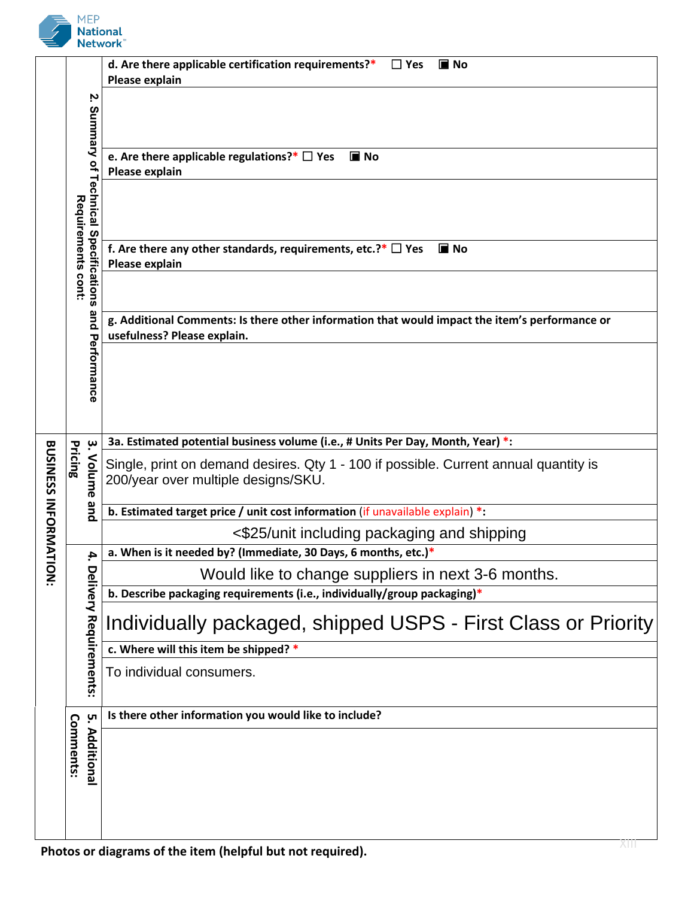| | | |
|---|---|---|
| | **2. Summary of Technical Specifications and Performance Requirements cont:** | **d. Are there applicable certification requirements?*** ☐ Yes ■ No<br>**Please explain** |
| | | |
| | | **e. Are there applicable regulations?*** ☐ Yes ■ No<br>**Please explain** |
| | | |
| | | **f. Are there any other standards, requirements, etc.?*** ☐ Yes ■ No<br>**Please explain** |
| | | |
| | | **g. Additional Comments: Is there other information that would impact the item's performance or usefulness? Please explain.** |
| | | |
| **BUSINESS INFORMATION:** | **3. Volume and Pricing** | **3a. Estimated potential business volume (i.e., # Units Per Day, Month, Year) *:** |
| | | Single, print on demand desires. Qty 1 - 100 if possible. Current annual quantity is 200/year over multiple designs/SKU. |
| | | **b. Estimated target price / unit cost information** (if unavailable explain) ***:** |
| | | <$25/unit including packaging and shipping |
| | **4. Delivery Requirements:** | **a. When is it needed by? (Immediate, 30 Days, 6 months, etc.)*** |
| | | Would like to change suppliers in next 3-6 months. |
| | | **b. Describe packaging requirements (i.e., individually/group packaging)*** |
| | | Individually packaged, shipped USPS - First Class or Priority |
| | | **c. Where will this item be shipped? *** |
| | | To individual consumers. |
| | **5. Additional Comments:** | **Is there other information you would like to include?** |
| | | |

**Photos or diagrams of the item (helpful but not required).**